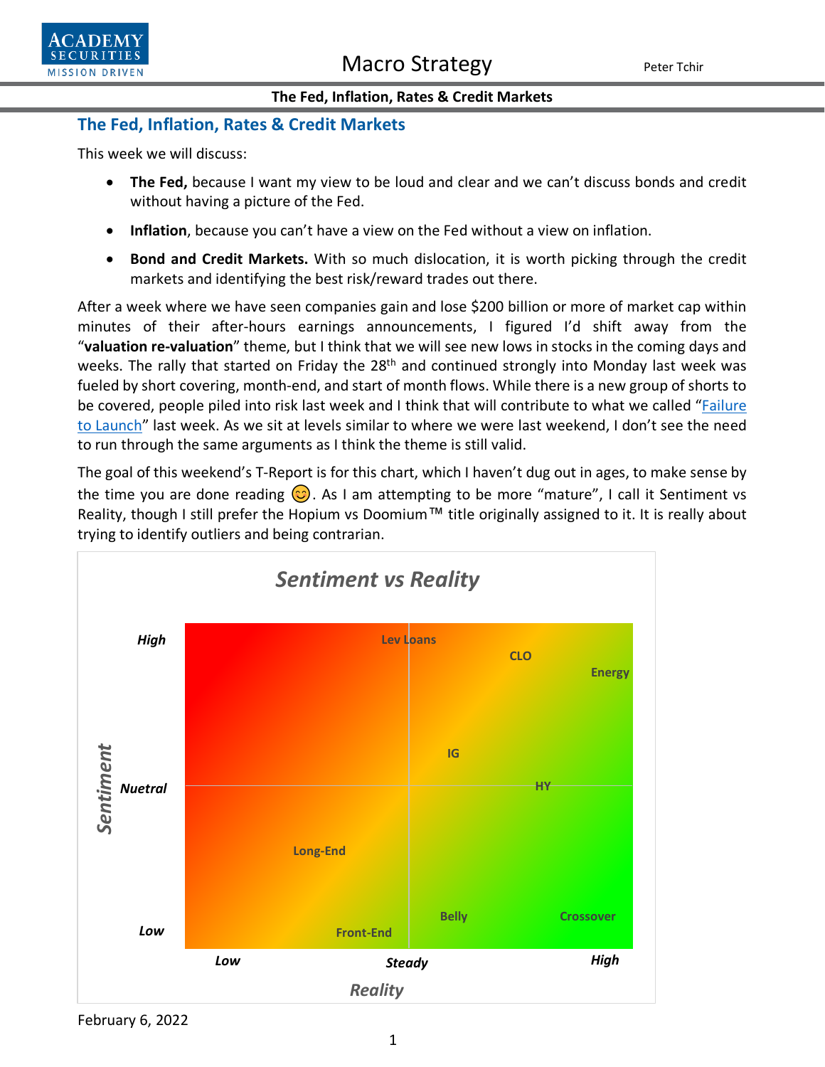## The Fed, Inflation, Rates & Credit Markets

This week we will discuss:

- **The Fed,** because I want my view to be loud and clear and we can't discuss bonds and credit without having a picture of the Fed.
- **Inflation**, because you can't have a view on the Fed without a view on inflation.
- **Bond and Credit Markets.** With so much dislocation, it is worth picking through the credit markets and identifying the best risk/reward trades out there.

After a week where we have seen companies gain and lose $200 billion or more of market cap within minutes of their after-hours earnings announcements, I figured I'd shift away from the "**valuation re-valuation**" theme, but I think that we will see new lows in stocks in the coming days and weeks. The rally that started on Friday the 28th and continued strongly into Monday last week was fueled by short covering, month-end, and start of month flows. While there is a new group of shorts to be covered, people piled into risk last week and I think that will contribute to what we called "Failure to Launch" last week. As we sit at levels similar to where we were last weekend, I don't see the need to run through the same arguments as I think the theme is still valid.

The goal of this weekend's T-Report is for this chart, which I haven't dug out in ages, to make sense by the time you are done reading 😊. As I am attempting to be more "mature", I call it Sentiment vs Reality, though I still prefer the Hopium vs Doomium™ title originally assigned to it. It is really about trying to identify outliers and being contrarian.

**Sentiment vs Reality**

Sentiment (vertical axis): High, Nuetral, Low

Reality (horizontal axis): Low, Steady, High

Plotted: Lev Loans, CLO, Energy, IG, HY, Long-End, Belly, Crossover, Front-End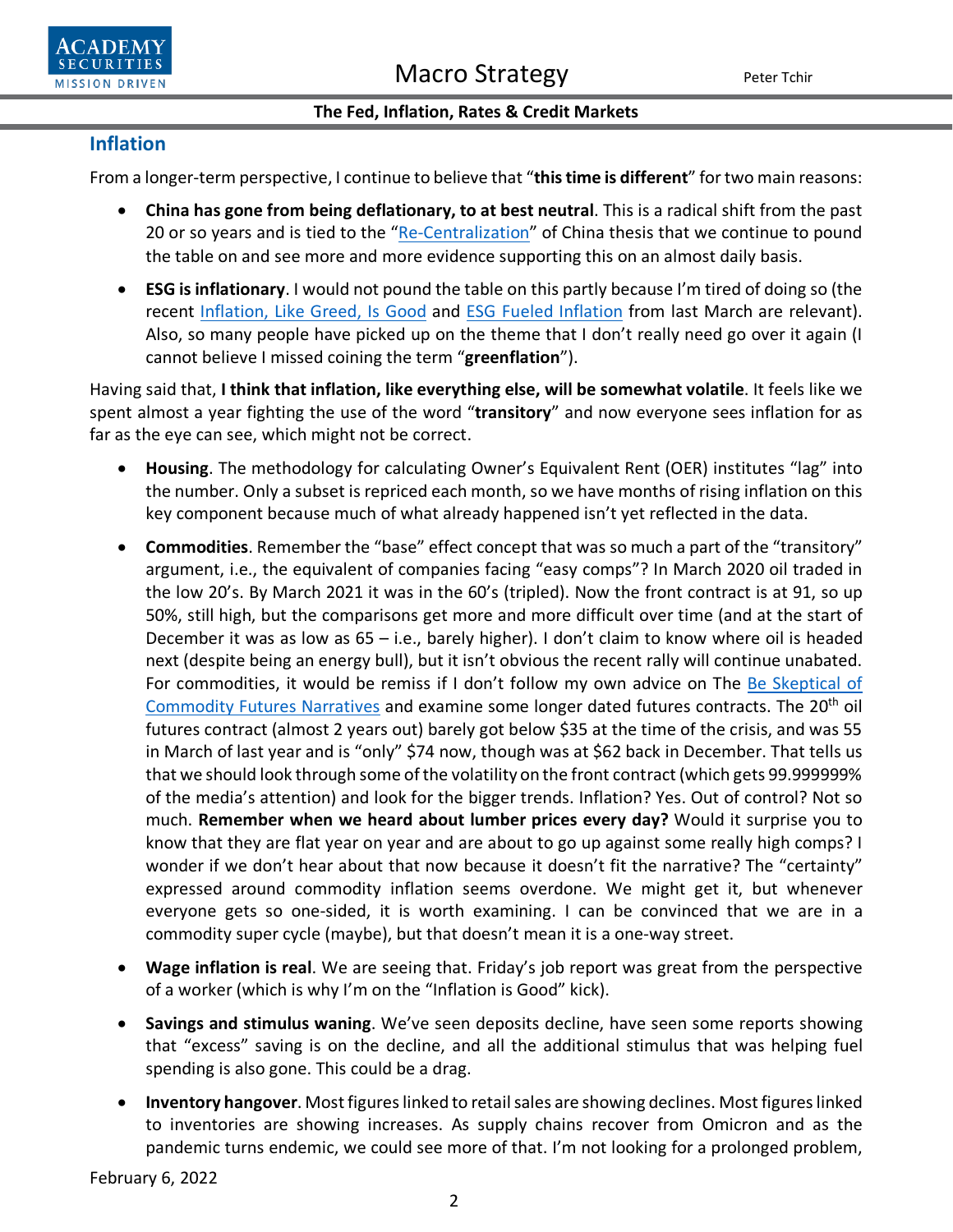## Inflation

From a longer-term perspective, I continue to believe that "**this time is different**" for two main reasons:

- **China has gone from being deflationary, to at best neutral**. This is a radical shift from the past 20 or so years and is tied to the "Re-Centralization" of China thesis that we continue to pound the table on and see more and more evidence supporting this on an almost daily basis.
- **ESG is inflationary**. I would not pound the table on this partly because I'm tired of doing so (the recent Inflation, Like Greed, Is Good and ESG Fueled Inflation from last March are relevant). Also, so many people have picked up on the theme that I don't really need go over it again (I cannot believe I missed coining the term "**greenflation**").

Having said that, **I think that inflation, like everything else, will be somewhat volatile**. It feels like we spent almost a year fighting the use of the word "**transitory**" and now everyone sees inflation for as far as the eye can see, which might not be correct.

- **Housing**. The methodology for calculating Owner's Equivalent Rent (OER) institutes "lag" into the number. Only a subset is repriced each month, so we have months of rising inflation on this key component because much of what already happened isn't yet reflected in the data.
- **Commodities**. Remember the "base" effect concept that was so much a part of the "transitory" argument, i.e., the equivalent of companies facing "easy comps"? In March 2020 oil traded in the low 20's. By March 2021 it was in the 60's (tripled). Now the front contract is at 91, so up 50%, still high, but the comparisons get more and more difficult over time (and at the start of December it was as low as 65 – i.e., barely higher). I don't claim to know where oil is headed next (despite being an energy bull), but it isn't obvious the recent rally will continue unabated. For commodities, it would be remiss if I don't follow my own advice on The Be Skeptical of Commodity Futures Narratives and examine some longer dated futures contracts. The 20th oil futures contract (almost 2 years out) barely got below $35 at the time of the crisis, and was 55 in March of last year and is "only" $74 now, though was at $62 back in December. That tells us that we should look through some of the volatility on the front contract (which gets 99.999999% of the media's attention) and look for the bigger trends. Inflation? Yes. Out of control? Not so much. **Remember when we heard about lumber prices every day?** Would it surprise you to know that they are flat year on year and are about to go up against some really high comps? I wonder if we don't hear about that now because it doesn't fit the narrative? The "certainty" expressed around commodity inflation seems overdone. We might get it, but whenever everyone gets so one-sided, it is worth examining. I can be convinced that we are in a commodity super cycle (maybe), but that doesn't mean it is a one-way street.
- **Wage inflation is real**. We are seeing that. Friday's job report was great from the perspective of a worker (which is why I'm on the "Inflation is Good" kick).
- **Savings and stimulus waning**. We've seen deposits decline, have seen some reports showing that "excess" saving is on the decline, and all the additional stimulus that was helping fuel spending is also gone. This could be a drag.
- **Inventory hangover**. Most figures linked to retail sales are showing declines. Most figures linked to inventories are showing increases. As supply chains recover from Omicron and as the pandemic turns endemic, we could see more of that. I'm not looking for a prolonged problem,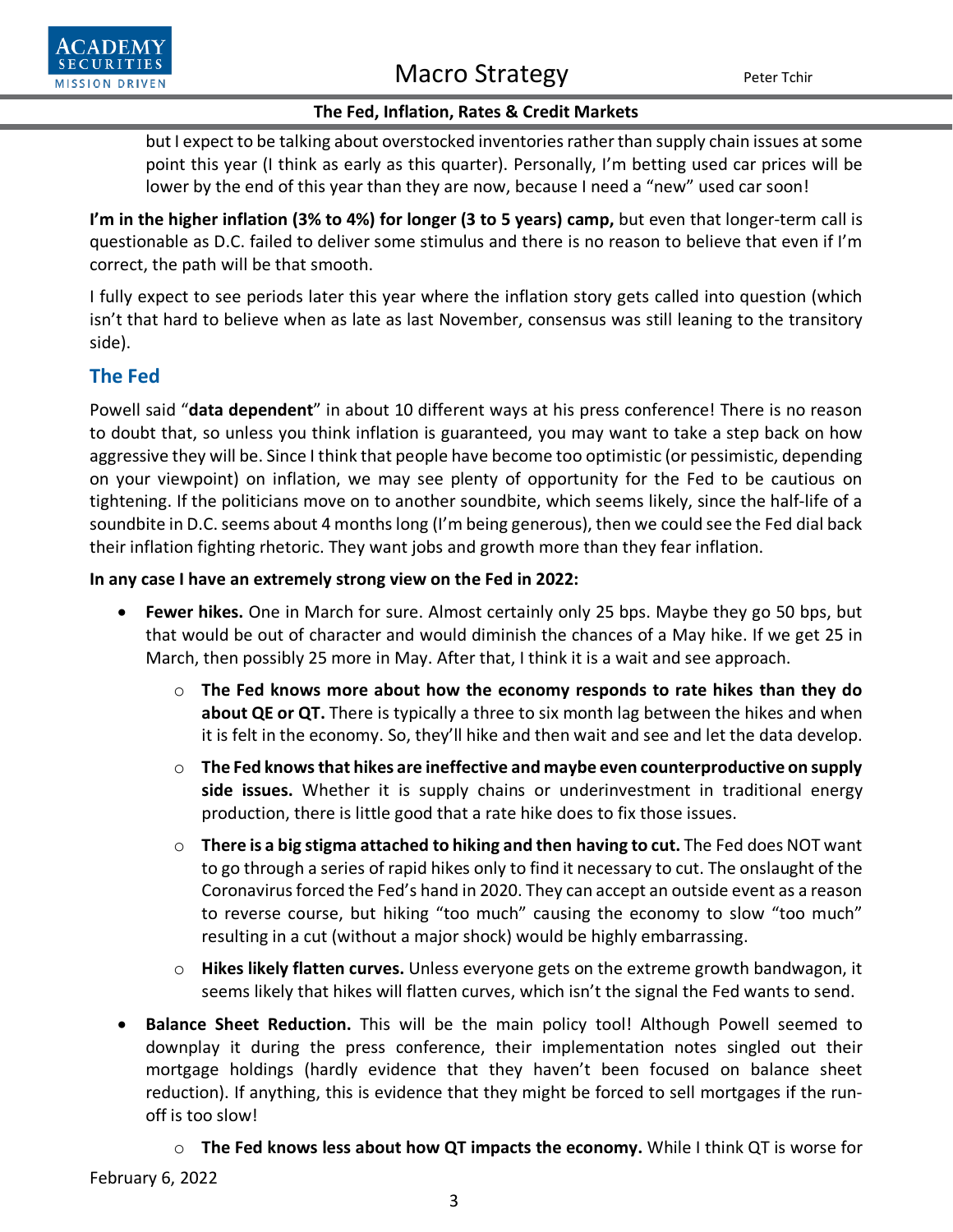but I expect to be talking about overstocked inventories rather than supply chain issues at some point this year (I think as early as this quarter). Personally, I'm betting used car prices will be lower by the end of this year than they are now, because I need a "new" used car soon!

**I'm in the higher inflation (3% to 4%) for longer (3 to 5 years) camp,** but even that longer-term call is questionable as D.C. failed to deliver some stimulus and there is no reason to believe that even if I'm correct, the path will be that smooth.

I fully expect to see periods later this year where the inflation story gets called into question (which isn't that hard to believe when as late as last November, consensus was still leaning to the transitory side).

## The Fed

Powell said "**data dependent**" in about 10 different ways at his press conference! There is no reason to doubt that, so unless you think inflation is guaranteed, you may want to take a step back on how aggressive they will be. Since I think that people have become too optimistic (or pessimistic, depending on your viewpoint) on inflation, we may see plenty of opportunity for the Fed to be cautious on tightening. If the politicians move on to another soundbite, which seems likely, since the half-life of a soundbite in D.C. seems about 4 months long (I'm being generous), then we could see the Fed dial back their inflation fighting rhetoric. They want jobs and growth more than they fear inflation.

**In any case I have an extremely strong view on the Fed in 2022:**

- **Fewer hikes.** One in March for sure. Almost certainly only 25 bps. Maybe they go 50 bps, but that would be out of character and would diminish the chances of a May hike. If we get 25 in March, then possibly 25 more in May. After that, I think it is a wait and see approach.
    - **The Fed knows more about how the economy responds to rate hikes than they do about QE or QT.** There is typically a three to six month lag between the hikes and when it is felt in the economy. So, they'll hike and then wait and see and let the data develop.
    - **The Fed knows that hikes are ineffective and maybe even counterproductive on supply side issues.** Whether it is supply chains or underinvestment in traditional energy production, there is little good that a rate hike does to fix those issues.
    - **There is a big stigma attached to hiking and then having to cut.** The Fed does NOT want to go through a series of rapid hikes only to find it necessary to cut. The onslaught of the Coronavirus forced the Fed's hand in 2020. They can accept an outside event as a reason to reverse course, but hiking "too much" causing the economy to slow "too much" resulting in a cut (without a major shock) would be highly embarrassing.
    - **Hikes likely flatten curves.** Unless everyone gets on the extreme growth bandwagon, it seems likely that hikes will flatten curves, which isn't the signal the Fed wants to send.
- **Balance Sheet Reduction.** This will be the main policy tool! Although Powell seemed to downplay it during the press conference, their implementation notes singled out their mortgage holdings (hardly evidence that they haven't been focused on balance sheet reduction). If anything, this is evidence that they might be forced to sell mortgages if the run-off is too slow!
    - **The Fed knows less about how QT impacts the economy.** While I think QT is worse for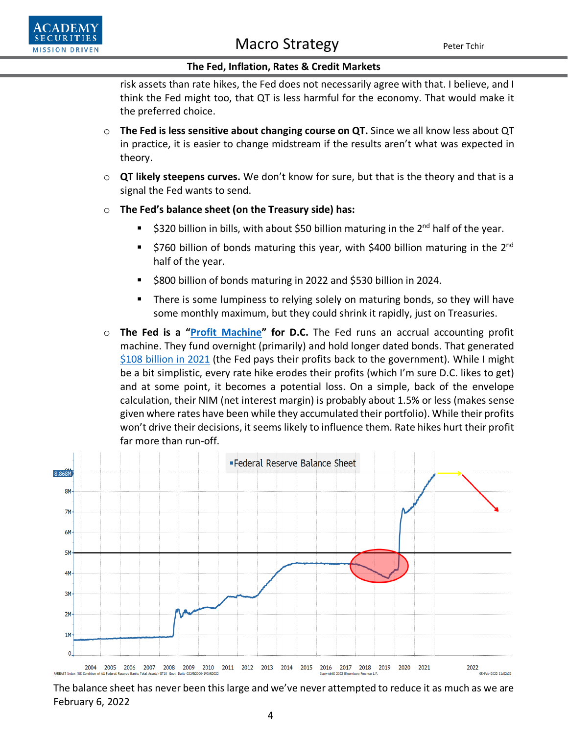risk assets than rate hikes, the Fed does not necessarily agree with that. I believe, and I think the Fed might too, that QT is less harmful for the economy. That would make it the preferred choice.

- **The Fed is less sensitive about changing course on QT.** Since we all know less about QT in practice, it is easier to change midstream if the results aren't what was expected in theory.
- **QT likely steepens curves.** We don't know for sure, but that is the theory and that is a signal the Fed wants to send.
- **The Fed's balance sheet (on the Treasury side) has:**
  - $320 billion in bills, with about $50 billion maturing in the 2nd half of the year.
  - $760 billion of bonds maturing this year, with $400 billion maturing in the 2nd half of the year.
  - $800 billion of bonds maturing in 2022 and $530 billion in 2024.
  - There is some lumpiness to relying solely on maturing bonds, so they will have some monthly maximum, but they could shrink it rapidly, just on Treasuries.
- **The Fed is a "Profit Machine" for D.C.** The Fed runs an accrual accounting profit machine. They fund overnight (primarily) and hold longer dated bonds. That generated $108 billion in 2021 (the Fed pays their profits back to the government). While I might be a bit simplistic, every rate hike erodes their profits (which I'm sure D.C. likes to get) and at some point, it becomes a potential loss. On a simple, back of the envelope calculation, their NIM (net interest margin) is probably about 1.5% or less (makes sense given where rates have been while they accumulated their portfolio). While their profits won't drive their decisions, it seems likely to influence them. Rate hikes hurt their profit far more than run-off.

The balance sheet has never been this large and we've never attempted to reduce it as much as we are

February 6, 2022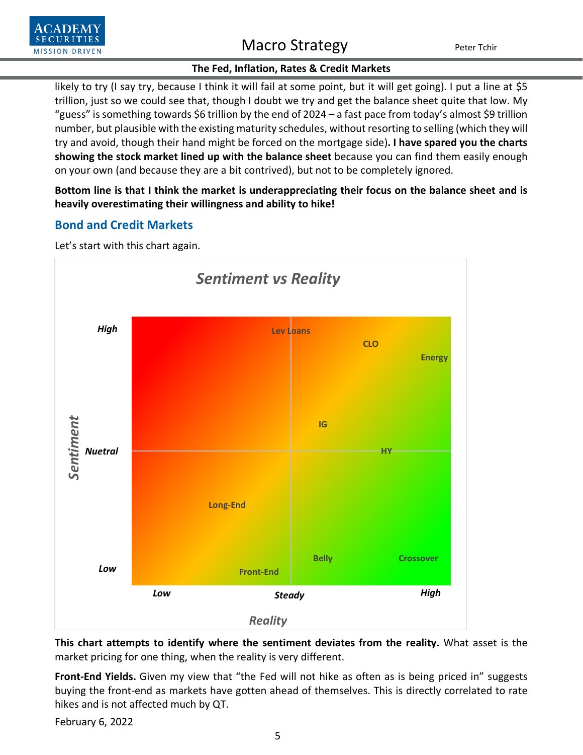likely to try (I say try, because I think it will fail at some point, but it will get going). I put a line at $5 trillion, just so we could see that, though I doubt we try and get the balance sheet quite that low. My "guess" is something towards $6 trillion by the end of 2024 – a fast pace from today's almost $9 trillion number, but plausible with the existing maturity schedules, without resorting to selling (which they will try and avoid, though their hand might be forced on the mortgage side)**. I have spared you the charts showing the stock market lined up with the balance sheet** because you can find them easily enough on your own (and because they are a bit contrived), but not to be completely ignored.

**Bottom line is that I think the market is underappreciating their focus on the balance sheet and is heavily overestimating their willingness and ability to hike!**

## Bond and Credit Markets

Let's start with this chart again.

*Sentiment vs Reality*

| Asset | Sentiment | Reality |
|---|---|---|
| Lev Loans | High | Steady |
| CLO | High | Steady–High |
| Energy | High | High |
| IG | Above Neutral | Steady |
| HY | Neutral | Steady–High |
| Long-End | Below Neutral | Low–Steady |
| Belly | Low | Steady |
| Crossover | Low | High |
| Front-End | Low | Low–Steady |

**This chart attempts to identify where the sentiment deviates from the reality.** What asset is the market pricing for one thing, when the reality is very different.

**Front-End Yields.** Given my view that "the Fed will not hike as often as is being priced in" suggests buying the front-end as markets have gotten ahead of themselves. This is directly correlated to rate hikes and is not affected much by QT.

February 6, 2022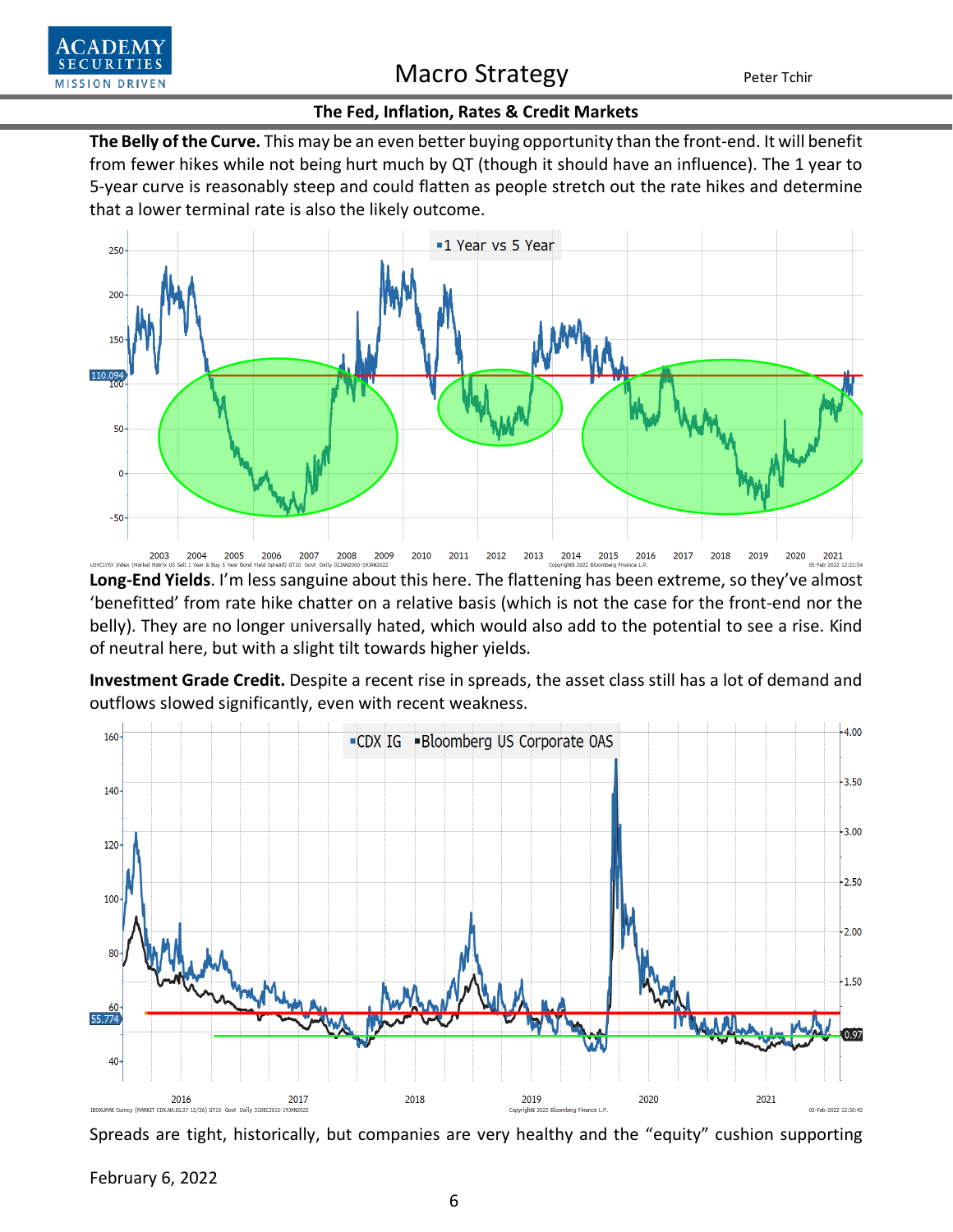**The Belly of the Curve.** This may be an even better buying opportunity than the front-end. It will benefit from fewer hikes while not being hurt much by QT (though it should have an influence). The 1 year to 5-year curve is reasonably steep and could flatten as people stretch out the rate hikes and determine that a lower terminal rate is also the likely outcome.

**Long-End Yields**. I'm less sanguine about this here. The flattening has been extreme, so they've almost 'benefitted' from rate hike chatter on a relative basis (which is not the case for the front-end nor the belly). They are no longer universally hated, which would also add to the potential to see a rise. Kind of neutral here, but with a slight tilt towards higher yields.

**Investment Grade Credit.** Despite a recent rise in spreads, the asset class still has a lot of demand and outflows slowed significantly, even with recent weakness.

Spreads are tight, historically, but companies are very healthy and the "equity" cushion supporting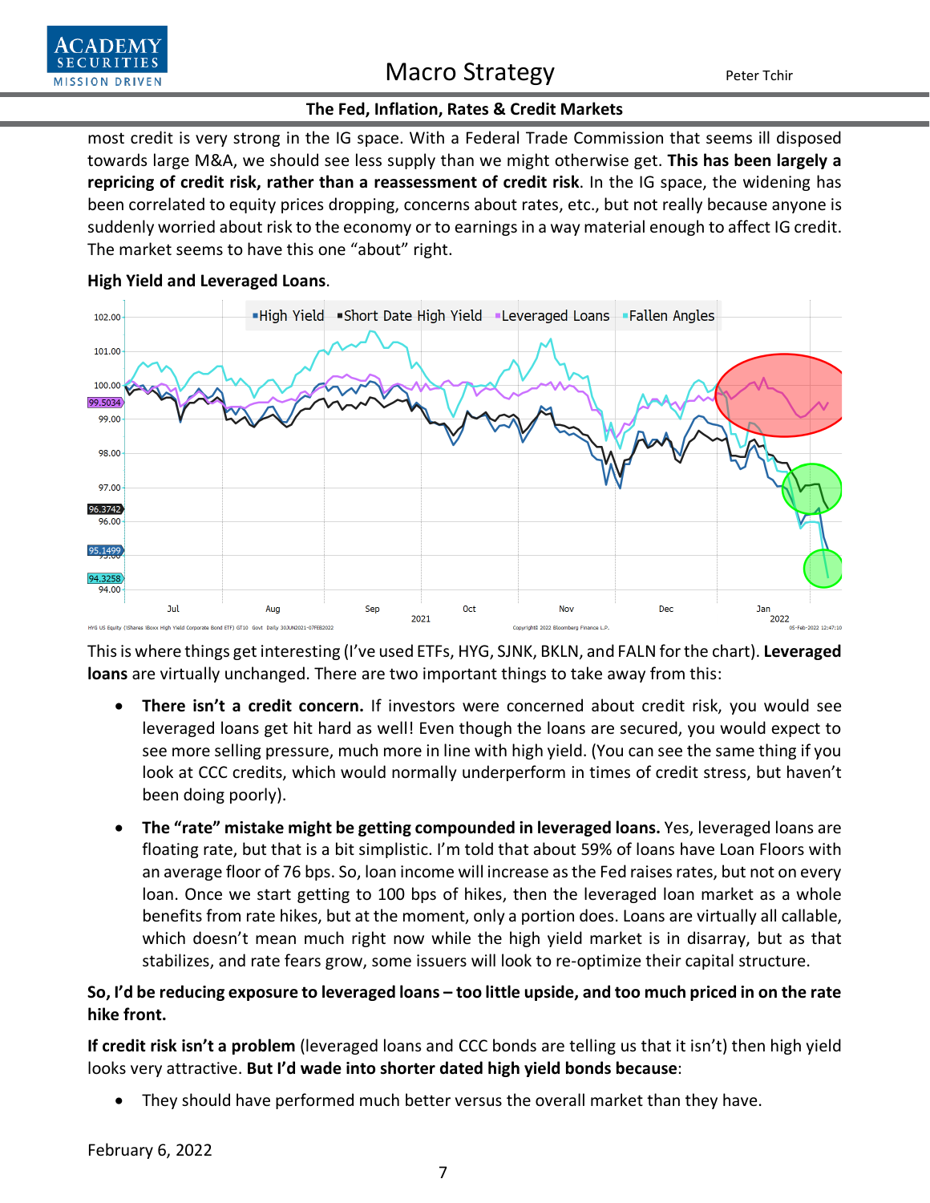most credit is very strong in the IG space. With a Federal Trade Commission that seems ill disposed towards large M&A, we should see less supply than we might otherwise get. **This has been largely a repricing of credit risk, rather than a reassessment of credit risk**. In the IG space, the widening has been correlated to equity prices dropping, concerns about rates, etc., but not really because anyone is suddenly worried about risk to the economy or to earnings in a way material enough to affect IG credit. The market seems to have this one "about" right.

**High Yield and Leveraged Loans**.

This is where things get interesting (I've used ETFs, HYG, SJNK, BKLN, and FALN for the chart). **Leveraged loans** are virtually unchanged. There are two important things to take away from this:

- **There isn't a credit concern.** If investors were concerned about credit risk, you would see leveraged loans get hit hard as well! Even though the loans are secured, you would expect to see more selling pressure, much more in line with high yield. (You can see the same thing if you look at CCC credits, which would normally underperform in times of credit stress, but haven't been doing poorly).
- **The "rate" mistake might be getting compounded in leveraged loans.** Yes, leveraged loans are floating rate, but that is a bit simplistic. I'm told that about 59% of loans have Loan Floors with an average floor of 76 bps. So, loan income will increase as the Fed raises rates, but not on every loan. Once we start getting to 100 bps of hikes, then the leveraged loan market as a whole benefits from rate hikes, but at the moment, only a portion does. Loans are virtually all callable, which doesn't mean much right now while the high yield market is in disarray, but as that stabilizes, and rate fears grow, some issuers will look to re-optimize their capital structure.

**So, I'd be reducing exposure to leveraged loans – too little upside, and too much priced in on the rate hike front.**

**If credit risk isn't a problem** (leveraged loans and CCC bonds are telling us that it isn't) then high yield looks very attractive. **But I'd wade into shorter dated high yield bonds because**:

- They should have performed much better versus the overall market than they have.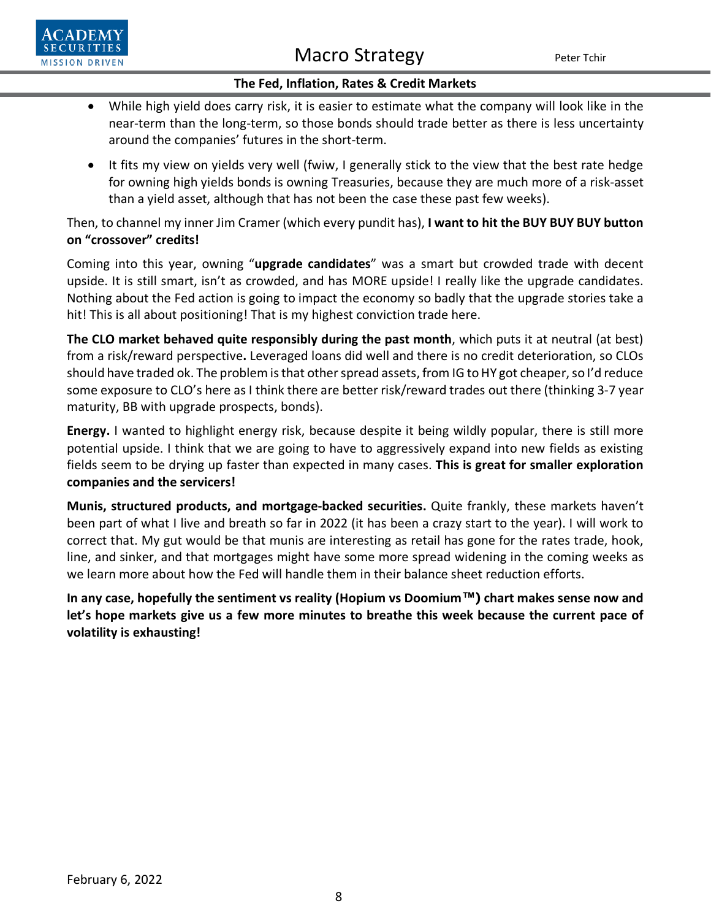- While high yield does carry risk, it is easier to estimate what the company will look like in the near-term than the long-term, so those bonds should trade better as there is less uncertainty around the companies' futures in the short-term.
- It fits my view on yields very well (fwiw, I generally stick to the view that the best rate hedge for owning high yields bonds is owning Treasuries, because they are much more of a risk-asset than a yield asset, although that has not been the case these past few weeks).

Then, to channel my inner Jim Cramer (which every pundit has), **I want to hit the BUY BUY BUY button on "crossover" credits!**

Coming into this year, owning "**upgrade candidates**" was a smart but crowded trade with decent upside. It is still smart, isn't as crowded, and has MORE upside! I really like the upgrade candidates. Nothing about the Fed action is going to impact the economy so badly that the upgrade stories take a hit! This is all about positioning! That is my highest conviction trade here.

**The CLO market behaved quite responsibly during the past month**, which puts it at neutral (at best) from a risk/reward perspective**.** Leveraged loans did well and there is no credit deterioration, so CLOs should have traded ok. The problem is that other spread assets, from IG to HY got cheaper, so I'd reduce some exposure to CLO's here as I think there are better risk/reward trades out there (thinking 3-7 year maturity, BB with upgrade prospects, bonds).

**Energy.** I wanted to highlight energy risk, because despite it being wildly popular, there is still more potential upside. I think that we are going to have to aggressively expand into new fields as existing fields seem to be drying up faster than expected in many cases. **This is great for smaller exploration companies and the servicers!**

**Munis, structured products, and mortgage-backed securities.** Quite frankly, these markets haven't been part of what I live and breath so far in 2022 (it has been a crazy start to the year). I will work to correct that. My gut would be that munis are interesting as retail has gone for the rates trade, hook, line, and sinker, and that mortgages might have some more spread widening in the coming weeks as we learn more about how the Fed will handle them in their balance sheet reduction efforts.

**In any case, hopefully the sentiment vs reality (Hopium vs Doomium™) chart makes sense now and let's hope markets give us a few more minutes to breathe this week because the current pace of volatility is exhausting!**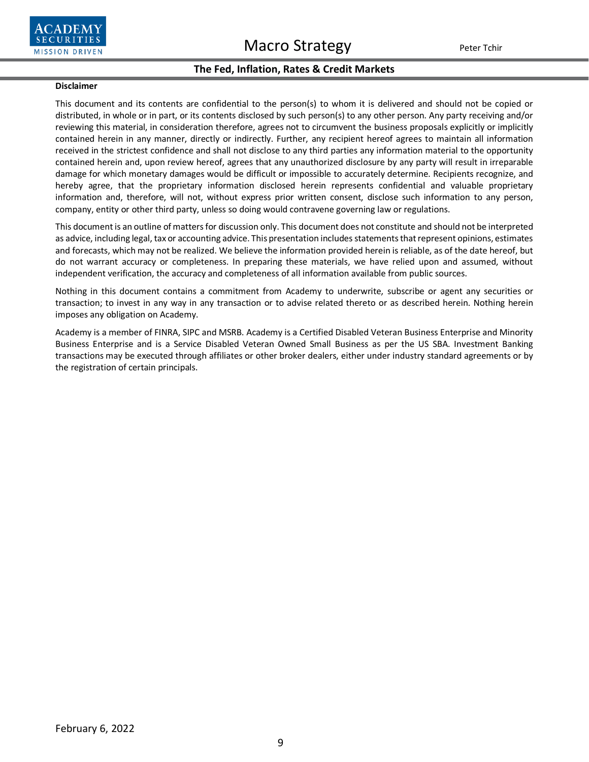**Disclaimer**

This document and its contents are confidential to the person(s) to whom it is delivered and should not be copied or distributed, in whole or in part, or its contents disclosed by such person(s) to any other person. Any party receiving and/or reviewing this material, in consideration therefore, agrees not to circumvent the business proposals explicitly or implicitly contained herein in any manner, directly or indirectly. Further, any recipient hereof agrees to maintain all information received in the strictest confidence and shall not disclose to any third parties any information material to the opportunity contained herein and, upon review hereof, agrees that any unauthorized disclosure by any party will result in irreparable damage for which monetary damages would be difficult or impossible to accurately determine. Recipients recognize, and hereby agree, that the proprietary information disclosed herein represents confidential and valuable proprietary information and, therefore, will not, without express prior written consent, disclose such information to any person, company, entity or other third party, unless so doing would contravene governing law or regulations.

This document is an outline of matters for discussion only. This document does not constitute and should not be interpreted as advice, including legal, tax or accounting advice. This presentation includes statements that represent opinions, estimates and forecasts, which may not be realized. We believe the information provided herein is reliable, as of the date hereof, but do not warrant accuracy or completeness. In preparing these materials, we have relied upon and assumed, without independent verification, the accuracy and completeness of all information available from public sources.

Nothing in this document contains a commitment from Academy to underwrite, subscribe or agent any securities or transaction; to invest in any way in any transaction or to advise related thereto or as described herein. Nothing herein imposes any obligation on Academy.

Academy is a member of FINRA, SIPC and MSRB. Academy is a Certified Disabled Veteran Business Enterprise and Minority Business Enterprise and is a Service Disabled Veteran Owned Small Business as per the US SBA. Investment Banking transactions may be executed through affiliates or other broker dealers, either under industry standard agreements or by the registration of certain principals.